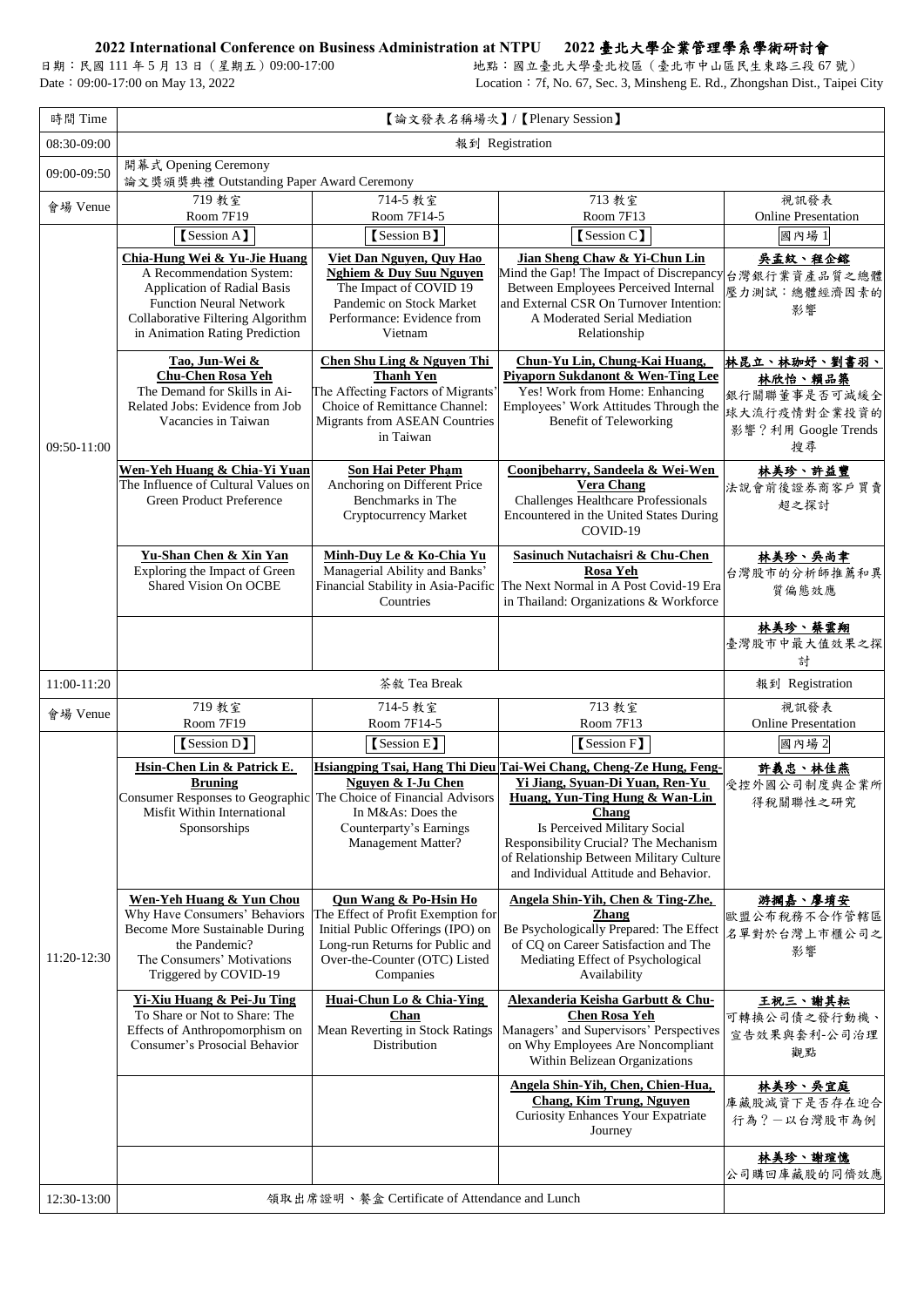# 2022 International Conference on Business Administration at NTPU　2022 臺北大學企業管理學系學術研討會

日期：民國 111 年 5 月 13 日（星期五）09:00-17:00　　地點：國立臺北大學臺北校區（臺北市中山區民生東路三段 67 號）

Date：09:00-17:00 on May 13, 2022　　Location：7f, No. 67, Sec. 3, Minsheng E. Rd., Zhongshan Dist., Taipei City

| 時間 Time | 【論文發表名稱場次】/【Plenary Session】 | | | |
|---|---|---|---|---|
| 08:30-09:00 | 報到 Registration | | | |
| 09:00-09:50 | 開幕式 Opening Ceremony<br>論文獎頒獎典禮 Outstanding Paper Award Ceremony | | | |
| 會場 Venue | 719 教室<br>Room 7F19 | 714-5 教室<br>Room 7F14-5 | 713 教室<br>Room 7F13 | 視訊發表<br>Online Presentation |
| 09:50-11:00 | 【Session A】 | 【Session B】 | 【Session C】 | 國內場 1 |
| | **Chia-Hung Wei & Yu-Jie Huang**<br>A Recommendation System: Application of Radial Basis Function Neural Network Collaborative Filtering Algorithm in Animation Rating Prediction | **Viet Dan Nguyen, Quy Hao Nghiem & Duy Suu Nguyen**<br>The Impact of COVID 19 Pandemic on Stock Market Performance: Evidence from Vietnam | **Jian Sheng Chaw & Yi-Chun Lin**<br>Mind the Gap! The Impact of Discrepancy Between Employees Perceived Internal and External CSR On Turnover Intention: A Moderated Serial Mediation Relationship | **吳孟紋、程企鎔**<br>台灣銀行業資產品質之總體壓力測試：總體經濟因素的影響 |
| | **Tao, Jun-Wei & Chu-Chen Rosa Yeh**<br>The Demand for Skills in Ai-Related Jobs: Evidence from Job Vacancies in Taiwan | **Chen Shu Ling & Nguyen Thi Thanh Yen**<br>The Affecting Factors of Migrants' Choice of Remittance Channel: Migrants from ASEAN Countries in Taiwan | **Chun-Yu Lin, Chung-Kai Huang, Piyaporn Sukdanont & Wen-Ting Lee**<br>Yes! Work from Home: Enhancing Employees' Work Attitudes Through the Benefit of Teleworking | **林昆立、林珈妤、劉書羽、林欣怡、賴品築**<br>銀行關聯董事是否可減緩全球大流行疫情對企業投資的影響？利用 Google Trends 搜尋 |
| | **Wen-Yeh Huang & Chia-Yi Yuan**<br>The Influence of Cultural Values on Green Product Preference | **Son Hai Peter Phạm**<br>Anchoring on Different Price Benchmarks in The Cryptocurrency Market | **Coonjbeharry, Sandeela & Wei-Wen Vera Chang**<br>Challenges Healthcare Professionals Encountered in the United States During COVID-19 | **林美珍、許益豐**<br>法說會前後證券商客戶買賣超之探討 |
| | **Yu-Shan Chen & Xin Yan**<br>Exploring the Impact of Green Shared Vision On OCBE | **Minh-Duy Le & Ko-Chia Yu**<br>Managerial Ability and Banks' Financial Stability in Asia-Pacific Countries | **Sasinuch Nutachaisri & Chu-Chen Rosa Yeh**<br>The Next Normal in A Post Covid-19 Era in Thailand: Organizations & Workforce | **林美珍、吳尚韋**<br>台灣股市的分析師推薦和異質偏態效應 |
| | | | | **林美珍、蔡雲翔**<br>臺灣股市中最大值效果之探討 |
| 11:00-11:20 | 茶敘 Tea Break | | | 報到 Registration |
| 會場 Venue | 719 教室<br>Room 7F19 | 714-5 教室<br>Room 7F14-5 | 713 教室<br>Room 7F13 | 視訊發表<br>Online Presentation |
| 11:20-12:30 | 【Session D】 | 【Session E】 | 【Session F】 | 國內場 2 |
| | **Hsin-Chen Lin & Patrick E. Bruning**<br>Consumer Responses to Geographic Misfit Within International Sponsorships | **Hsiangping Tsai, Hang Thi Dieu Nguyen & I-Ju Chen**<br>The Choice of Financial Advisors In M&As: Does the Counterparty's Earnings Management Matter? | **Tai-Wei Chang, Cheng-Ze Hung, Feng-Yi Jiang, Syuan-Di Yuan, Ren-Yu Huang, Yun-Ting Hung & Wan-Lin Chang**<br>Is Perceived Military Social Responsibility Crucial? The Mechanism of Relationship Between Military Culture and Individual Attitude and Behavior. | **許義忠、林佳燕**<br>受控外國公司制度與企業所得稅關聯性之研究 |
| | **Wen-Yeh Huang & Yun Chou**<br>Why Have Consumers' Behaviors Become More Sustainable During the Pandemic?<br>The Consumers' Motivations Triggered by COVID-19 | **Qun Wang & Po-Hsin Ho**<br>The Effect of Profit Exemption for Initial Public Offerings (IPO) on Long-run Returns for Public and Over-the-Counter (OTC) Listed Companies | **Angela Shin-Yih, Chen & Ting-Zhe, Zhang**<br>Be Psychologically Prepared: The Effect of CQ on Career Satisfaction and The Mediating Effect of Psychological Availability | **游搁嘉、廖堉安**<br>歐盟公布稅務不合作管轄區名單對於台灣上市櫃公司之影響 |
| | **Yi-Xiu Huang & Pei-Ju Ting**<br>To Share or Not to Share: The Effects of Anthropomorphism on Consumer's Prosocial Behavior | **Huai-Chun Lo & Chia-Ying Chan**<br>Mean Reverting in Stock Ratings Distribution | **Alexanderia Keisha Garbutt & Chu-Chen Rosa Yeh**<br>Managers' and Supervisors' Perspectives on Why Employees Are Noncompliant Within Belizean Organizations | **王祝三、謝其耘**<br>可轉換公司債之發行動機、宣告效果與套利-公司治理觀點 |
| | | | **Angela Shin-Yih, Chen, Chien-Hua, Chang, Kim Trung, Nguyen**<br>Curiosity Enhances Your Expatriate Journey | **林美珍、吳宜庭**<br>庫藏股減資下是否存在迎合行為？－以台灣股市為例 |
| | | | | **林美珍、謝瑄憶**<br>公司購回庫藏股的同儕效應 |
| 12:30-13:00 | 領取出席證明、餐盒 Certificate of Attendance and Lunch | | | |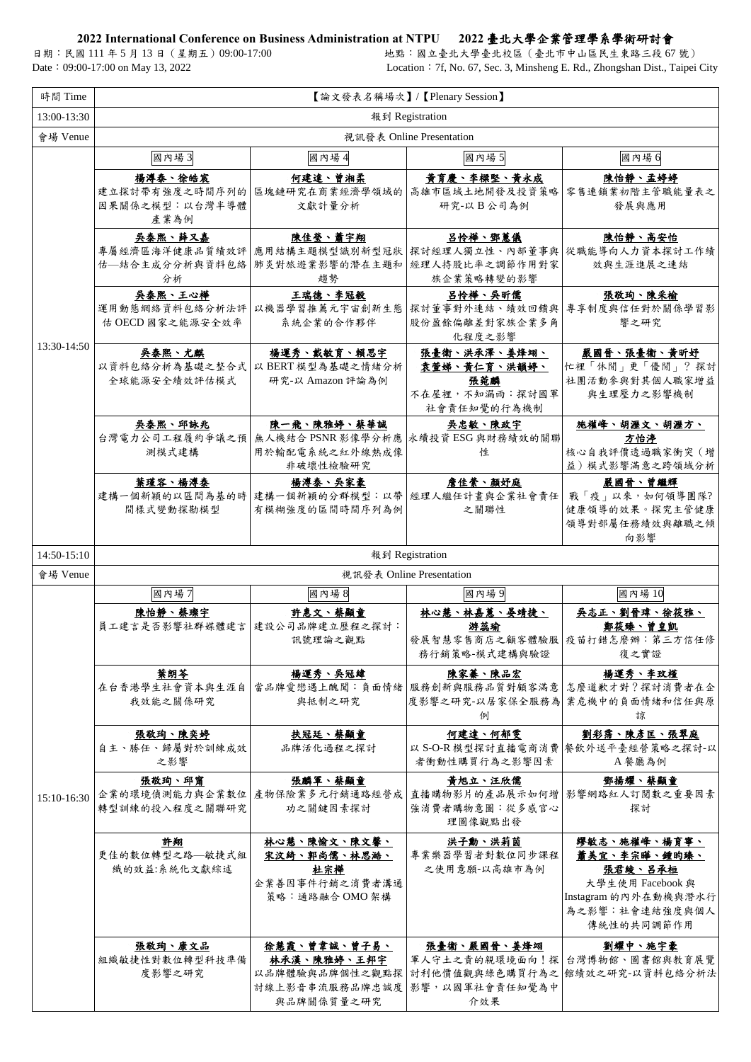**2022 International Conference on Business Administration at NTPU　2022 臺北大學企業管理學系學術研討會**

日期：民國 111 年 5 月 13 日（星期五）09:00-17:00　　地點：國立臺北大學臺北校區（臺北市中山區民生東路三段 67 號）

Date：09:00-17:00 on May 13, 2022　　Location：7f, No. 67, Sec. 3, Minsheng E. Rd., Zhongshan Dist., Taipei City

| 時間 Time | 【論文發表名稱場次】/【Plenary Session】 | | | |
|---|---|---|---|---|
| 13:00-13:30 | 報到 Registration | | | |
| 會場 Venue | 視訊發表 Online Presentation | | | |
| 13:30-14:50 | 國內場 3 | 國內場 4 | 國內場 5 | 國內場 6 |
| | **楊淳泰、徐皓宸**<br>建立探討帶有強度之時間序列的因果關係之模型：以台灣半導體產業為例 | **何建達、曾湘柔**<br>區塊鏈研究在商業經濟學領域的文獻計量分析 | **黃育慶、李樑堅、黃永成**<br>高雄市區域土地開發及投資策略研究-以 B 公司為例 | **陳怡靜、孟婷婷**<br>零售連鎖業初階主管職能量表之發展與應用 |
| | **吳泰熙、薛又嘉**<br>專屬經濟區海洋健康品質績效評估—結合主成分分析與資料包絡分析 | **陳佳瑩、蕭宇翔**<br>應用結構主題模型識別新型冠狀肺炎對旅遊業影響的潛在主題和趨勢 | **呂怜樺、鄧蕙儀**<br>探討經理人獨立性、內部董事與經理人持股比率之調節作用對家族企業策略轉變的影響 | **陳怡靜、高安怡**<br>從職能導向人力資本探討工作績效與生涯進展之連結 |
| | **吳泰熙、王心樺**<br>運用動態網絡資料包絡分析法評估 OECD 國家之能源安全效率 | **王瑞德、李冠毅**<br>以機器學習推薦元宇宙創新生態系統企業的合作夥伴 | **呂怜樺、吳昕儒**<br>探討董事對外連結、績效回饋與股份盈餘偏離差對家族企業多角化程度之影響 | **張敬珣、陳采榆**<br>專享制度與信任對於關係學習影響之研究 |
| | **吳泰熙、尤麒**<br>以資料包絡分析為基礎之整合式全球能源安全績效評估模式 | **楊運秀、戴敏育、賴思宇**<br>以 BERT 模型為基礎之情緒分析研究-以 Amazon 評論為例 | **張臺衛、洪承潭、姜烽翊、袁萱娣、黃仁育、洪韻婷、張菀麟**<br>不在屋裡，不知漏雨：探討國軍社會責任知覺的行為機制 | **嚴國晉、張臺衛、黃昕妤**<br>忙裡「休閒」更「優閒」？探討社團活動參與對其個人職家增益與生理壓力之影響機制 |
| | **吳泰熙、邱詠兆**<br>台灣電力公司工程履約爭議之預測模式建構 | **陳一飛、陳雅婷、蔡華誠**<br>無人機結合 PSNR 影像學分析應用於輸配電系統之紅外線熱成像非破壞性檢驗研究 | **吳忠敏、陳政宇**<br>永續投資 ESG 與財務績效的關聯性 | **施權峰、胡灃文、胡灃方、方怡淳**<br>核心自我評價透過職家衝突（增益）模式影響滿意之跨領域分析 |
| | **葉瑾容、楊淳泰**<br>建構一個新穎的以區間為基的時間樣式變動探勘模型 | **楊淳泰、吳家豪**<br>建構一個新穎的分群模型：以帶有模糊強度的區間時間序列為例 | **詹佳萱、顏妤庭**<br>經理人繼任計畫與企業社會責任之關聯性 | **嚴國晉、曾繼輝**<br>戰「疫」以來，如何領導團隊？健康領導的效果。探究主管健康領導對部屬任務績效與離職之傾向影響 |
| 14:50-15:10 | 報到 Registration | | | |
| 會場 Venue | 視訊發表 Online Presentation | | | |
| 15:10-16:30 | 國內場 7 | 國內場 8 | 國內場 9 | 國內場 10 |
| | **陳怡靜、蔡璨宇**<br>員工建言是否影響社群媒體建言 | **許惠文、蔡顯童**<br>建設公司品牌建立歷程之探討：訊號理論之觀點 | **林心慧、林嘉蕙、晏靖捷、游蕊瑜**<br>發展智慧零售商店之顧客體驗服務行銷策略-模式建構與驗證 | **吳志正、劉晉瑋、徐筱雅、鄭筱臻、曾皇凱**<br>疫苗打錯怎麼辦：第三方信任修復之實證 |
| | **葉朗苓**<br>在台香港學生社會資本與生涯自我效能之關係研究 | **楊運秀、吳冠緯**<br>當品牌愛戀遇上醜聞：負面情緒與抵制之研究 | **陳家蓁、陳品宏**<br>服務創新與服務品質對顧客滿意度影響之研究-以居家保全服務為例 | **楊運秀、李玟槿**<br>怎麼道歉才對？探討消費者在企業危機中的負面情緒和信任與原諒 |
| | **張敬珣、陳奕婷**<br>自主、勝任、歸屬對於訓練成效之影響 | **扶冠廷、蔡顯童**<br>品牌活化過程之探討 | **何建達、何郁雯**<br>以 S-O-R 模型探討直播電商消費者衝動性購買行為之影響因素 | **劉彩霈、陳彥匡、張翠庭**<br>餐飲外送平臺經營策略之探討-以 A 餐廳為例 |
| | **張敬珣、邱寬**<br>企業的環境偵測能力與企業數位轉型訓練的投入程度之關聯研究 | **張麟軍、蔡顯童**<br>產物保險業多元行銷通路經營成功之關鍵因素探討 | **黃旭立、汪欣儒**<br>直播購物影片的產品展示如何增強消費者購物意圖：從多感官心理圖像觀點出發 | **鄧揚耀、蔡顯童**<br>影響網路紅人訂閱數之重要因素探討 |
| | **許翔**<br>更佳的數位轉型之路—敏捷式組織的效益:系統化文獻綜述 | **林心慧、陳愉文、陳文馨、宋汶綺、郭尚儒、林思潞、杜宗樺**<br>企業善因事件行銷之消費者溝通策略：通路融合 OMO 架構 | **洪子勳、洪莉茵**<br>專業樂器學習者對數位同步課程之使用意願-以高雄市為例 | **繆敏志、施權峰、楊育寧、蕭美宜、李宗曄、鍾昀臻、張君綾、呂承桓**<br>大學生使用 Facebook 與 Instagram 的內外在動機與潛水行為之影響：社會連結強度與個人傳統性的共同調節作用 |
| | **張敬珣、康文品**<br>組織敏捷性對數位轉型科技準備度影響之研究 | **徐慧霞、曾韋誠、曾子易、林承漢、陳雅婷、王邦宇**<br>以品牌體驗與品牌個性之觀點探討線上影音串流服務品牌忠誠度與品牌關係質量之研究 | **張臺衛、嚴國晉、姜烽翊**<br>軍人守土之責的親環境面向！探討利他價值觀與綠色購買行為之影響，以國軍社會責任知覺為中介效果 | **劉耀中、施宇豪**<br>台灣博物館、圖書館與教育展覽館績效之研究-以資料包絡分析法 |